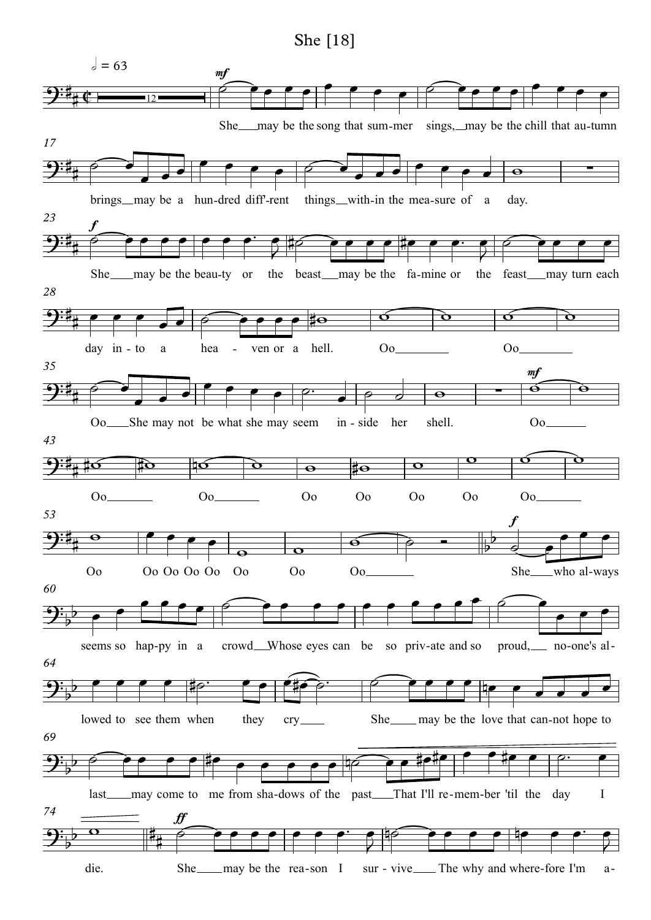# She [18]

𝅗𝅥 = 63

*mf*

She__ may be the song that sum-mer sings,__ may be the chill that au-tumn brings__ may be a hun-dred diff'-rent things__ with-in the mea-sure of a day.

*f*

She___ may be the beau-ty or the beast__ may be the fa-mine or the feast__ may turn each day in - to a hea - ven or a hell. Oo________ Oo________

Oo___ She may not be what she may seem in - side her shell.

*mf*

Oo_______ Oo_______ Oo_______ Oo Oo Oo Oo Oo_______

Oo Oo Oo Oo Oo Oo Oo Oo_______

*f*

She___ who al-ways seems so hap-py in a crowd__ Whose eyes can be so priv-ate and so proud,__ no-one's al-lowed to see them when they cry___ She___ may be the love that can-not hope to last___ may come to me from sha-dows of the past___ That I'll re-mem-ber 'til the day I die.

*ff*

She___ may be the rea-son I sur - vive___ The why and where-fore I'm a-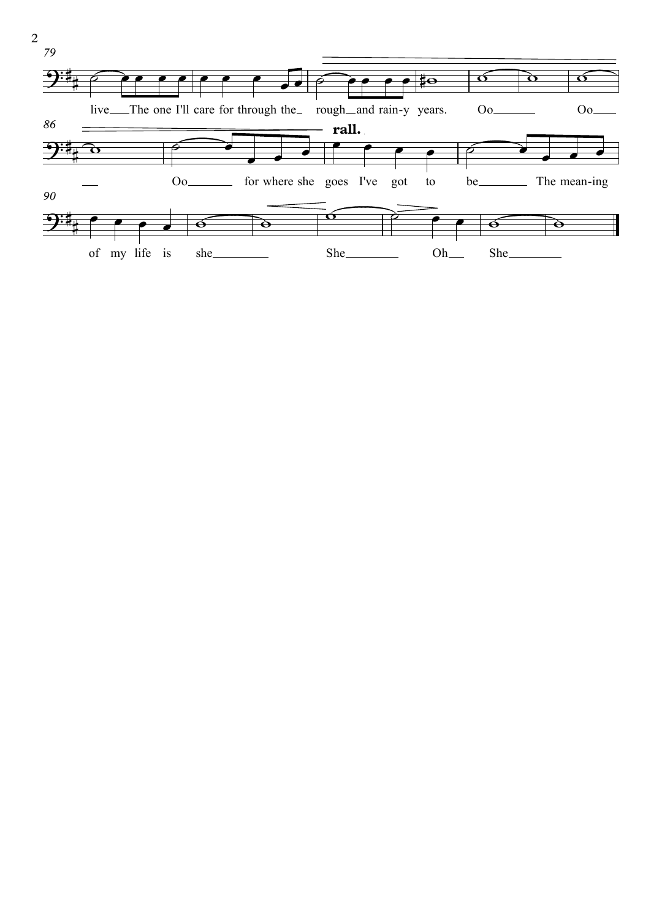79

live The one I'll care for through the rough and rain-y years. Oo Oo

86

**rall.**

Oo for where she goes I've got to be The mean-ing

90

of my life is she She Oh She